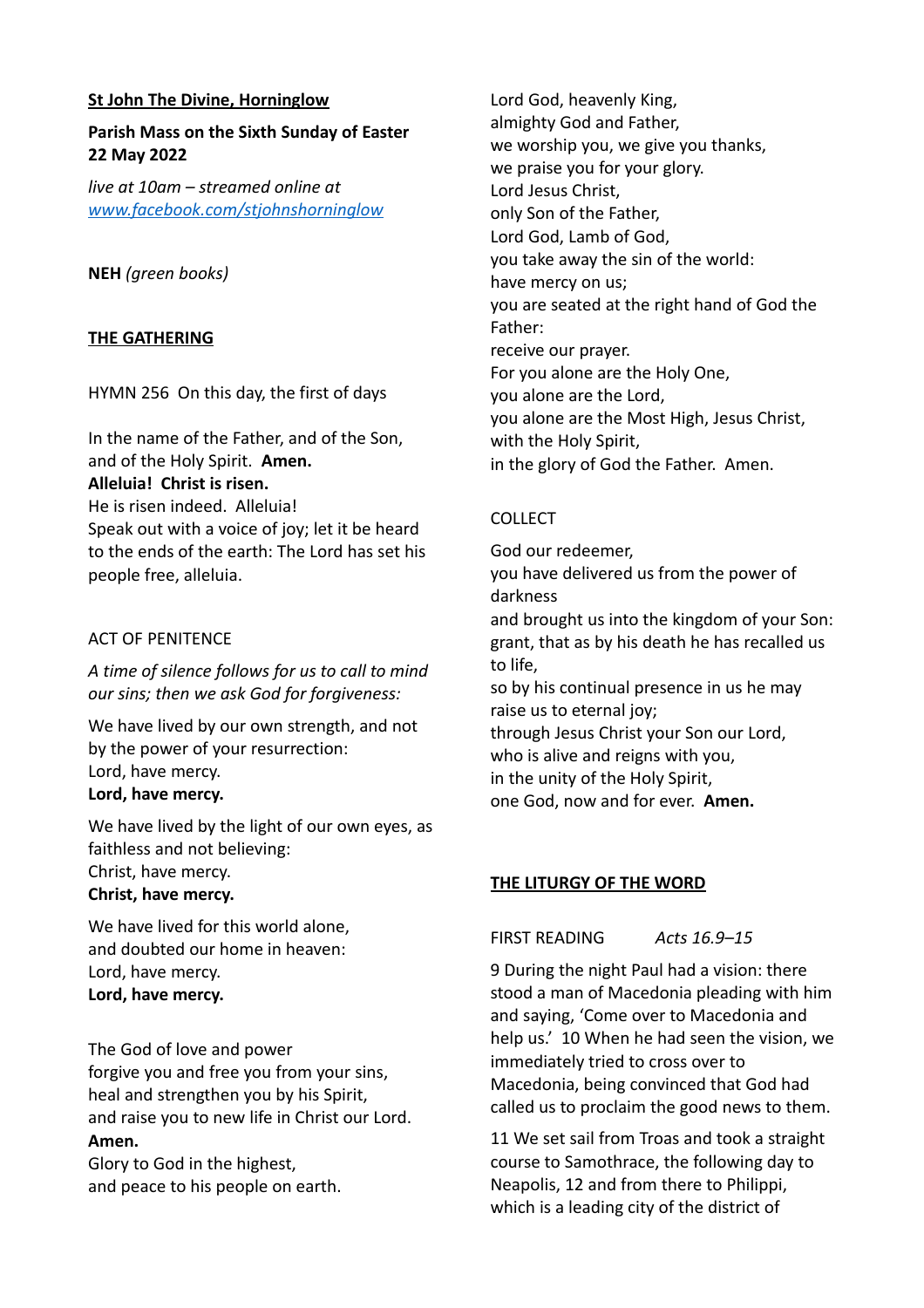**St John The Divine, Horninglow**

**Parish Mass on the Sixth Sunday of Easter**
**22 May 2022**

*live at 10am – streamed online at* *www.facebook.com/stjohnshorninglow*

**NEH** *(green books)*

**THE GATHERING**

HYMN 256 On this day, the first of days

In the name of the Father, and of the Son, and of the Holy Spirit. **Amen.**
**Alleluia! Christ is risen.**
He is risen indeed. Alleluia!
Speak out with a voice of joy; let it be heard to the ends of the earth: The Lord has set his people free, alleluia.

ACT OF PENITENCE

*A time of silence follows for us to call to mind our sins; then we ask God for forgiveness:*

We have lived by our own strength, and not by the power of your resurrection:
Lord, have mercy.
**Lord, have mercy.**

We have lived by the light of our own eyes, as faithless and not believing:
Christ, have mercy.
**Christ, have mercy.**

We have lived for this world alone,
and doubted our home in heaven:
Lord, have mercy.
**Lord, have mercy.**

The God of love and power
forgive you and free you from your sins,
heal and strengthen you by his Spirit,
and raise you to new life in Christ our Lord.
**Amen.**
Glory to God in the highest,
and peace to his people on earth.

Lord God, heavenly King,
almighty God and Father,
we worship you, we give you thanks,
we praise you for your glory.
Lord Jesus Christ,
only Son of the Father,
Lord God, Lamb of God,
you take away the sin of the world:
have mercy on us;
you are seated at the right hand of God the Father:
receive our prayer.
For you alone are the Holy One,
you alone are the Lord,
you alone are the Most High, Jesus Christ,
with the Holy Spirit,
in the glory of God the Father. Amen.

COLLECT

God our redeemer,
you have delivered us from the power of darkness
and brought us into the kingdom of your Son:
grant, that as by his death he has recalled us to life,
so by his continual presence in us he may raise us to eternal joy;
through Jesus Christ your Son our Lord,
who is alive and reigns with you,
in the unity of the Holy Spirit,
one God, now and for ever. **Amen.**

**THE LITURGY OF THE WORD**

FIRST READING *Acts 16.9–15*

9 During the night Paul had a vision: there stood a man of Macedonia pleading with him and saying, 'Come over to Macedonia and help us.' 10 When he had seen the vision, we immediately tried to cross over to Macedonia, being convinced that God had called us to proclaim the good news to them.

11 We set sail from Troas and took a straight course to Samothrace, the following day to Neapolis, 12 and from there to Philippi, which is a leading city of the district of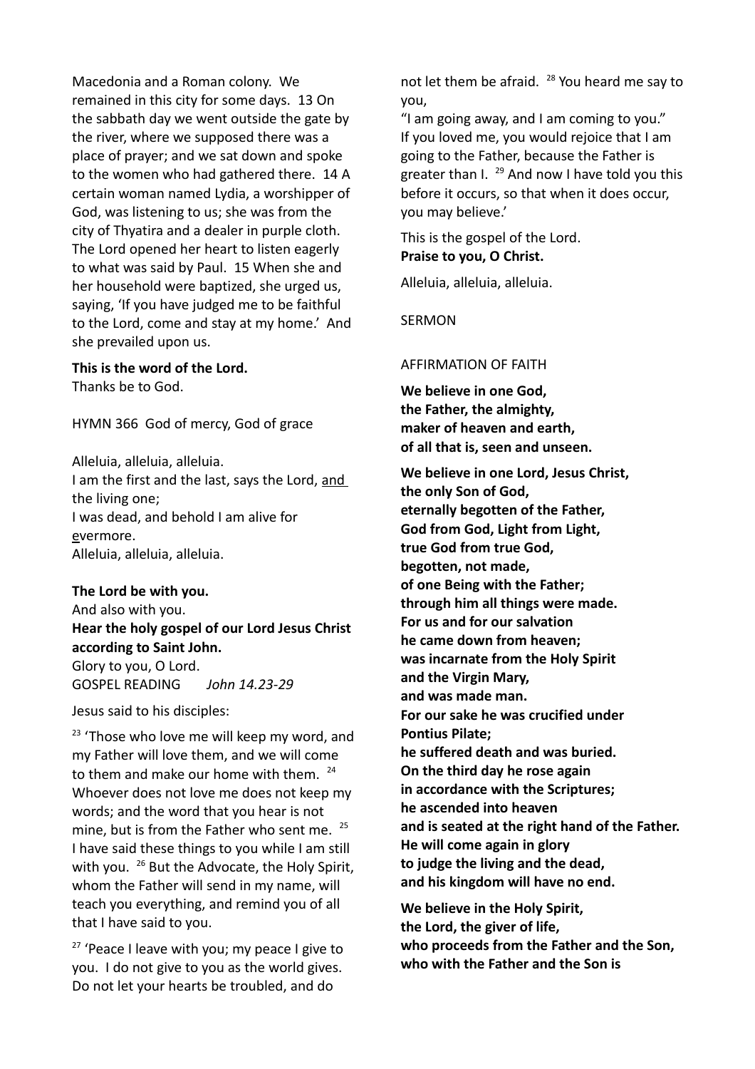Macedonia and a Roman colony. We remained in this city for some days. 13 On the sabbath day we went outside the gate by the river, where we supposed there was a place of prayer; and we sat down and spoke to the women who had gathered there. 14 A certain woman named Lydia, a worshipper of God, was listening to us; she was from the city of Thyatira and a dealer in purple cloth. The Lord opened her heart to listen eagerly to what was said by Paul. 15 When she and her household were baptized, she urged us, saying, 'If you have judged me to be faithful to the Lord, come and stay at my home.' And she prevailed upon us.

**This is the word of the Lord.**
Thanks be to God.

HYMN 366 God of mercy, God of grace

Alleluia, alleluia, alleluia.
I am the first and the last, says the Lord, <u>and</u> the living one;
I was dead, and behold I am alive for <u>e</u>vermore.
Alleluia, alleluia, alleluia.

**The Lord be with you.**
And also with you.
**Hear the holy gospel of our Lord Jesus Christ according to Saint John.**
Glory to you, O Lord.
GOSPEL READING *John 14.23-29*

Jesus said to his disciples:

[23] 'Those who love me will keep my word, and my Father will love them, and we will come to them and make our home with them. [24] Whoever does not love me does not keep my words; and the word that you hear is not mine, but is from the Father who sent me. [25] I have said these things to you while I am still with you. [26] But the Advocate, the Holy Spirit, whom the Father will send in my name, will teach you everything, and remind you of all that I have said to you.

[27] 'Peace I leave with you; my peace I give to you. I do not give to you as the world gives. Do not let your hearts be troubled, and do not let them be afraid. [28] You heard me say to you,
"I am going away, and I am coming to you." If you loved me, you would rejoice that I am going to the Father, because the Father is greater than I. [29] And now I have told you this before it occurs, so that when it does occur, you may believe.'

This is the gospel of the Lord.
**Praise to you, O Christ.**

Alleluia, alleluia, alleluia.

SERMON

AFFIRMATION OF FAITH

**We believe in one God,
the Father, the almighty,
maker of heaven and earth,
of all that is, seen and unseen.**

**We believe in one Lord, Jesus Christ,
the only Son of God,
eternally begotten of the Father,
God from God, Light from Light,
true God from true God,
begotten, not made,
of one Being with the Father;
through him all things were made.
For us and for our salvation
he came down from heaven;
was incarnate from the Holy Spirit
and the Virgin Mary,
and was made man.
For our sake he was crucified under Pontius Pilate;
he suffered death and was buried.
On the third day he rose again
in accordance with the Scriptures;
he ascended into heaven
and is seated at the right hand of the Father.
He will come again in glory
to judge the living and the dead,
and his kingdom will have no end.**

**We believe in the Holy Spirit,
the Lord, the giver of life,
who proceeds from the Father and the Son,
who with the Father and the Son is**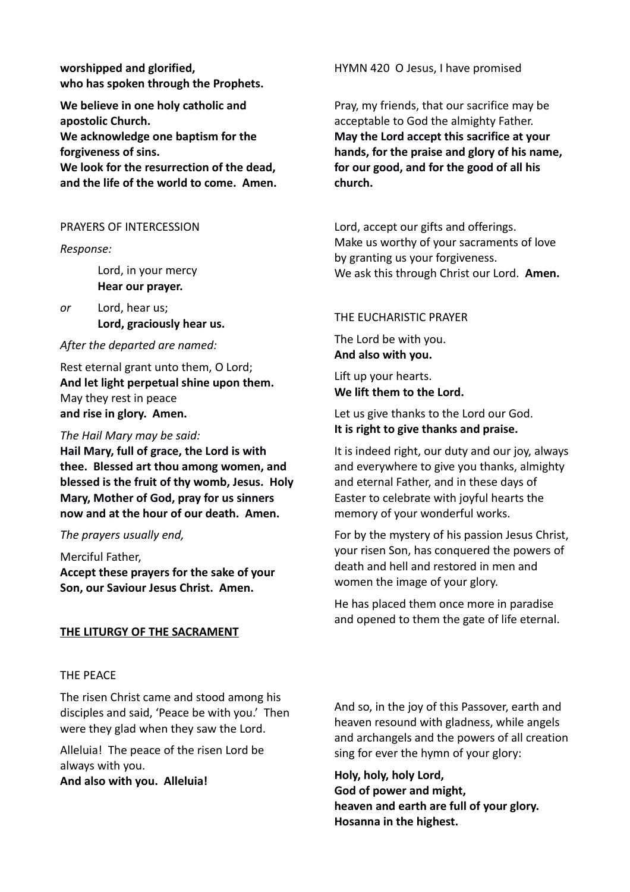**worshipped and glorified,**
**who has spoken through the Prophets.**

**We believe in one holy catholic and apostolic Church.**
**We acknowledge one baptism for the forgiveness of sins.**
**We look for the resurrection of the dead, and the life of the world to come. Amen.**

PRAYERS OF INTERCESSION

*Response:*

Lord, in your mercy
**Hear our prayer.**

*or* Lord, hear us;
**Lord, graciously hear us.**

*After the departed are named:*

Rest eternal grant unto them, O Lord;
**And let light perpetual shine upon them.**
May they rest in peace
**and rise in glory. Amen.**

*The Hail Mary may be said:*

**Hail Mary, full of grace, the Lord is with thee. Blessed art thou among women, and blessed is the fruit of thy womb, Jesus. Holy Mary, Mother of God, pray for us sinners now and at the hour of our death. Amen.**

*The prayers usually end,*

Merciful Father,
**Accept these prayers for the sake of your Son, our Saviour Jesus Christ. Amen.**

## THE LITURGY OF THE SACRAMENT

THE PEACE

The risen Christ came and stood among his disciples and said, 'Peace be with you.' Then were they glad when they saw the Lord.

Alleluia! The peace of the risen Lord be always with you.
**And also with you. Alleluia!**

HYMN 420 O Jesus, I have promised

Pray, my friends, that our sacrifice may be acceptable to God the almighty Father.
**May the Lord accept this sacrifice at your hands, for the praise and glory of his name, for our good, and for the good of all his church.**

Lord, accept our gifts and offerings.
Make us worthy of your sacraments of love by granting us your forgiveness.
We ask this through Christ our Lord. **Amen.**

THE EUCHARISTIC PRAYER

The Lord be with you.
**And also with you.**

Lift up your hearts.
**We lift them to the Lord.**

Let us give thanks to the Lord our God.
**It is right to give thanks and praise.**

It is indeed right, our duty and our joy, always and everywhere to give you thanks, almighty and eternal Father, and in these days of Easter to celebrate with joyful hearts the memory of your wonderful works.

For by the mystery of his passion Jesus Christ, your risen Son, has conquered the powers of death and hell and restored in men and women the image of your glory.

He has placed them once more in paradise and opened to them the gate of life eternal.

And so, in the joy of this Passover, earth and heaven resound with gladness, while angels and archangels and the powers of all creation sing for ever the hymn of your glory:

**Holy, holy, holy Lord,**
**God of power and might,**
**heaven and earth are full of your glory.**
**Hosanna in the highest.**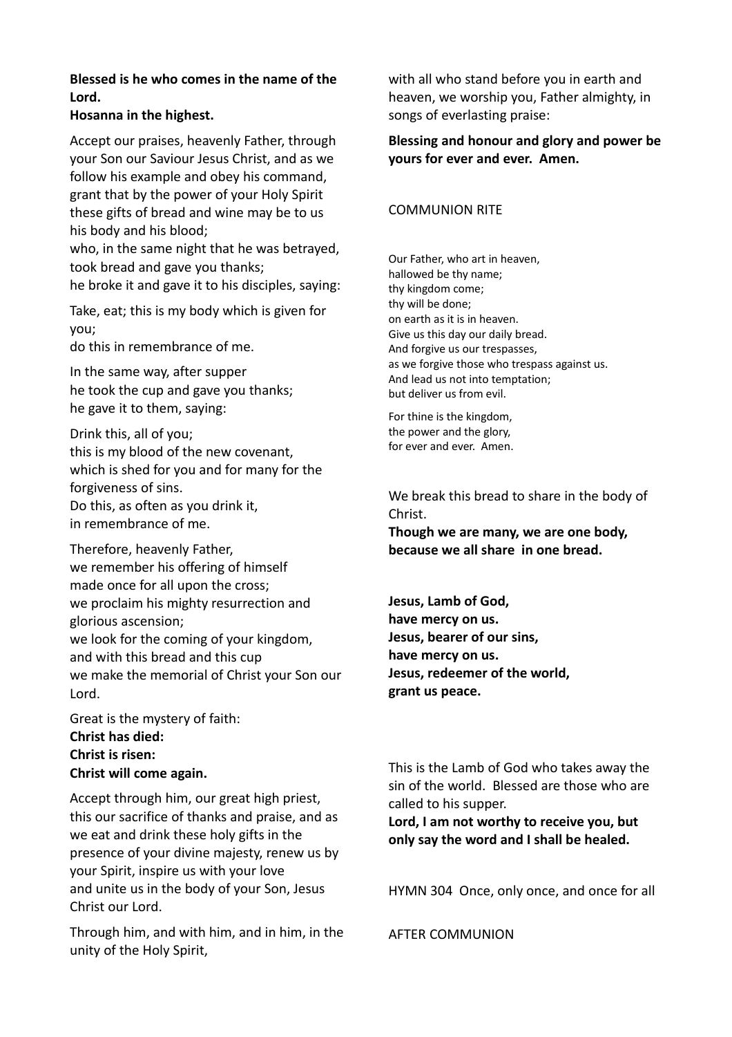**Blessed is he who comes in the name of the Lord.**
**Hosanna in the highest.**

Accept our praises, heavenly Father, through your Son our Saviour Jesus Christ, and as we follow his example and obey his command, grant that by the power of your Holy Spirit these gifts of bread and wine may be to us his body and his blood;
who, in the same night that he was betrayed, took bread and gave you thanks;
he broke it and gave it to his disciples, saying:

Take, eat; this is my body which is given for you;
do this in remembrance of me.

In the same way, after supper
he took the cup and gave you thanks;
he gave it to them, saying:

Drink this, all of you;
this is my blood of the new covenant,
which is shed for you and for many for the forgiveness of sins.
Do this, as often as you drink it,
in remembrance of me.

Therefore, heavenly Father,
we remember his offering of himself
made once for all upon the cross;
we proclaim his mighty resurrection and glorious ascension;
we look for the coming of your kingdom,
and with this bread and this cup
we make the memorial of Christ your Son our Lord.

Great is the mystery of faith:
**Christ has died:**
**Christ is risen:**
**Christ will come again.**

Accept through him, our great high priest, this our sacrifice of thanks and praise, and as we eat and drink these holy gifts in the presence of your divine majesty, renew us by your Spirit, inspire us with your love
and unite us in the body of your Son, Jesus Christ our Lord.

Through him, and with him, and in him, in the unity of the Holy Spirit,
with all who stand before you in earth and heaven, we worship you, Father almighty, in songs of everlasting praise:

**Blessing and honour and glory and power be yours for ever and ever. Amen.**

COMMUNION RITE

Our Father, who art in heaven,
hallowed be thy name;
thy kingdom come;
thy will be done;
on earth as it is in heaven.
Give us this day our daily bread.
And forgive us our trespasses,
as we forgive those who trespass against us.
And lead us not into temptation;
but deliver us from evil.

For thine is the kingdom,
the power and the glory,
for ever and ever. Amen.

We break this bread to share in the body of Christ.
**Though we are many, we are one body, because we all share in one bread.**

**Jesus, Lamb of God,**
**have mercy on us.**
**Jesus, bearer of our sins,**
**have mercy on us.**
**Jesus, redeemer of the world,**
**grant us peace.**

This is the Lamb of God who takes away the sin of the world. Blessed are those who are called to his supper.
**Lord, I am not worthy to receive you, but only say the word and I shall be healed.**

HYMN 304 Once, only once, and once for all

AFTER COMMUNION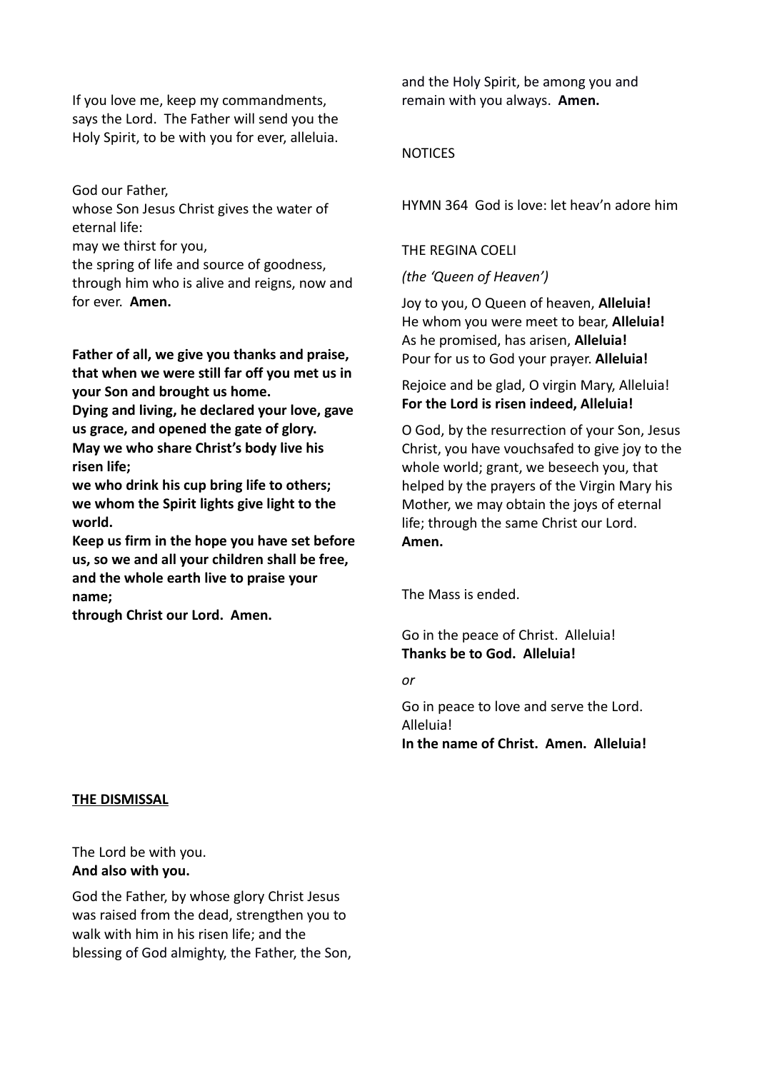If you love me, keep my commandments, says the Lord. The Father will send you the Holy Spirit, to be with you for ever, alleluia.

God our Father,
whose Son Jesus Christ gives the water of eternal life:
may we thirst for you,
the spring of life and source of goodness,
through him who is alive and reigns, now and for ever. **Amen.**

**Father of all, we give you thanks and praise, that when we were still far off you met us in your Son and brought us home.**
**Dying and living, he declared your love, gave us grace, and opened the gate of glory.**
**May we who share Christ's body live his risen life;**
**we who drink his cup bring life to others;**
**we whom the Spirit lights give light to the world.**
**Keep us firm in the hope you have set before us, so we and all your children shall be free, and the whole earth live to praise your name;**
**through Christ our Lord. Amen.**

## THE DISMISSAL

The Lord be with you.
**And also with you.**

God the Father, by whose glory Christ Jesus was raised from the dead, strengthen you to walk with him in his risen life; and the blessing of God almighty, the Father, the Son, and the Holy Spirit, be among you and remain with you always. **Amen.**

NOTICES

HYMN 364 God is love: let heav'n adore him

THE REGINA COELI

*(the 'Queen of Heaven')*

Joy to you, O Queen of heaven, **Alleluia!**
He whom you were meet to bear, **Alleluia!**
As he promised, has arisen, **Alleluia!**
Pour for us to God your prayer. **Alleluia!**

Rejoice and be glad, O virgin Mary, Alleluia!
**For the Lord is risen indeed, Alleluia!**

O God, by the resurrection of your Son, Jesus Christ, you have vouchsafed to give joy to the whole world; grant, we beseech you, that helped by the prayers of the Virgin Mary his Mother, we may obtain the joys of eternal life; through the same Christ our Lord.
**Amen.**

The Mass is ended.

Go in the peace of Christ. Alleluia!
**Thanks be to God. Alleluia!**

*or*

Go in peace to love and serve the Lord. Alleluia!
**In the name of Christ. Amen. Alleluia!**